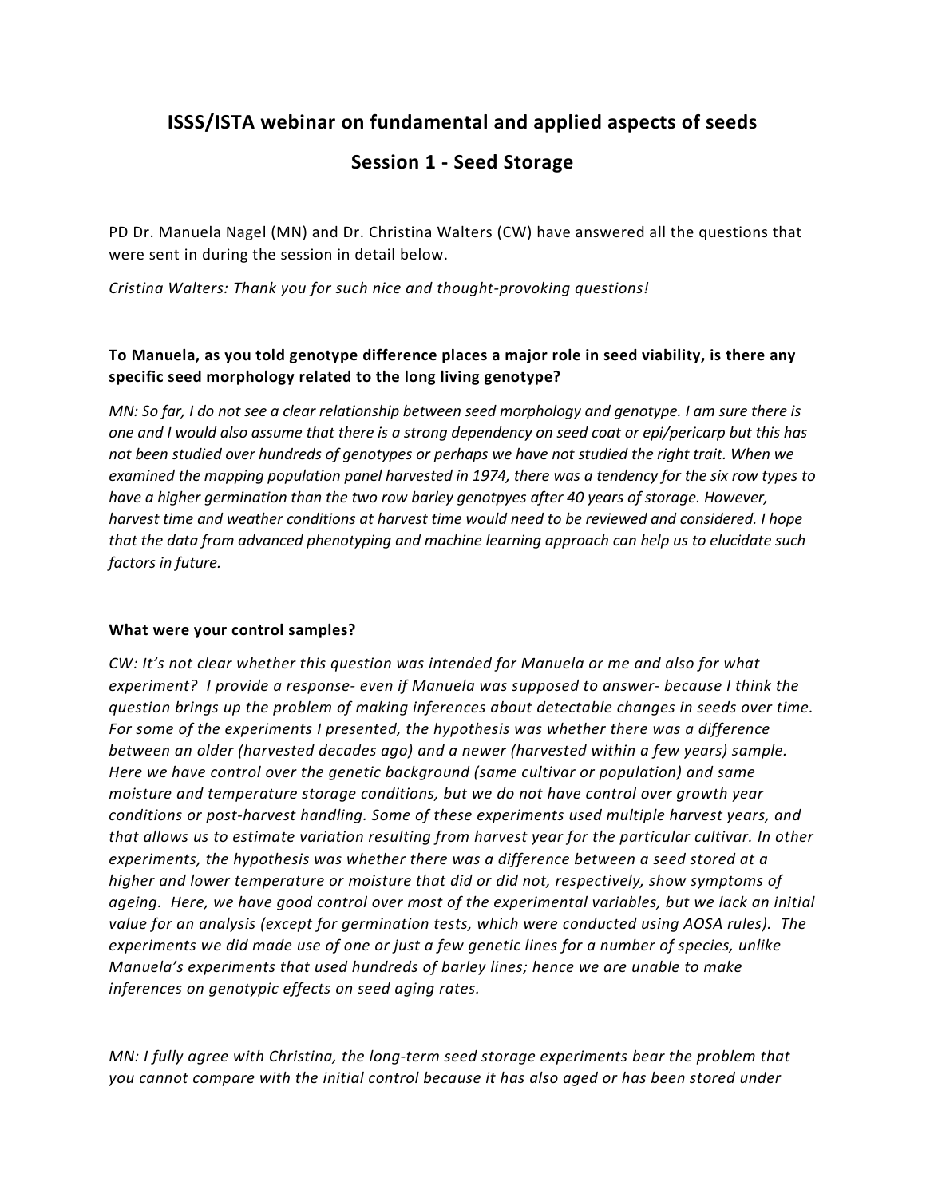# ISSS/ISTA webinar on fundamental and applied aspects of seeds

## Session 1 - Seed Storage

PD Dr. Manuela Nagel (MN) and Dr. Christina Walters (CW) have answered all the questions that were sent in during the session in detail below.

*Cristina Walters: Thank you for such nice and thought-provoking questions!*

**To Manuela, as you told genotype difference places a major role in seed viability, is there any specific seed morphology related to the long living genotype?**

*MN: So far, I do not see a clear relationship between seed morphology and genotype. I am sure there is one and I would also assume that there is a strong dependency on seed coat or epi/pericarp but this has not been studied over hundreds of genotypes or perhaps we have not studied the right trait. When we examined the mapping population panel harvested in 1974, there was a tendency for the six row types to have a higher germination than the two row barley genotpyes after 40 years of storage. However, harvest time and weather conditions at harvest time would need to be reviewed and considered. I hope that the data from advanced phenotyping and machine learning approach can help us to elucidate such factors in future.*

**What were your control samples?**

*CW: It's not clear whether this question was intended for Manuela or me and also for what experiment? I provide a response- even if Manuela was supposed to answer- because I think the question brings up the problem of making inferences about detectable changes in seeds over time. For some of the experiments I presented, the hypothesis was whether there was a difference between an older (harvested decades ago) and a newer (harvested within a few years) sample. Here we have control over the genetic background (same cultivar or population) and same moisture and temperature storage conditions, but we do not have control over growth year conditions or post-harvest handling. Some of these experiments used multiple harvest years, and that allows us to estimate variation resulting from harvest year for the particular cultivar. In other experiments, the hypothesis was whether there was a difference between a seed stored at a higher and lower temperature or moisture that did or did not, respectively, show symptoms of ageing. Here, we have good control over most of the experimental variables, but we lack an initial value for an analysis (except for germination tests, which were conducted using AOSA rules). The experiments we did made use of one or just a few genetic lines for a number of species, unlike Manuela's experiments that used hundreds of barley lines; hence we are unable to make inferences on genotypic effects on seed aging rates.*

*MN: I fully agree with Christina, the long-term seed storage experiments bear the problem that you cannot compare with the initial control because it has also aged or has been stored under*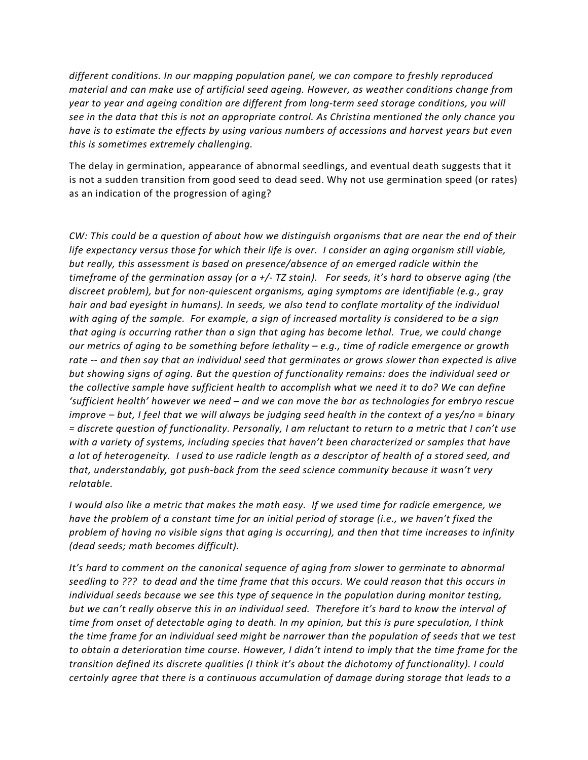*different conditions. In our mapping population panel, we can compare to freshly reproduced material and can make use of artificial seed ageing. However, as weather conditions change from year to year and ageing condition are different from long-term seed storage conditions, you will see in the data that this is not an appropriate control. As Christina mentioned the only chance you have is to estimate the effects by using various numbers of accessions and harvest years but even this is sometimes extremely challenging.*

The delay in germination, appearance of abnormal seedlings, and eventual death suggests that it is not a sudden transition from good seed to dead seed. Why not use germination speed (or rates) as an indication of the progression of aging?

*CW: This could be a question of about how we distinguish organisms that are near the end of their life expectancy versus those for which their life is over. I consider an aging organism still viable, but really, this assessment is based on presence/absence of an emerged radicle within the timeframe of the germination assay (or a +/- TZ stain). For seeds, it's hard to observe aging (the discreet problem), but for non-quiescent organisms, aging symptoms are identifiable (e.g., gray hair and bad eyesight in humans). In seeds, we also tend to conflate mortality of the individual with aging of the sample. For example, a sign of increased mortality is considered to be a sign that aging is occurring rather than a sign that aging has become lethal. True, we could change our metrics of aging to be something before lethality – e.g., time of radicle emergence or growth rate -- and then say that an individual seed that germinates or grows slower than expected is alive but showing signs of aging. But the question of functionality remains: does the individual seed or the collective sample have sufficient health to accomplish what we need it to do? We can define 'sufficient health' however we need – and we can move the bar as technologies for embryo rescue improve – but, I feel that we will always be judging seed health in the context of a yes/no = binary = discrete question of functionality. Personally, I am reluctant to return to a metric that I can't use with a variety of systems, including species that haven't been characterized or samples that have a lot of heterogeneity. I used to use radicle length as a descriptor of health of a stored seed, and that, understandably, got push-back from the seed science community because it wasn't very relatable.*

*I would also like a metric that makes the math easy. If we used time for radicle emergence, we have the problem of a constant time for an initial period of storage (i.e., we haven't fixed the problem of having no visible signs that aging is occurring), and then that time increases to infinity (dead seeds; math becomes difficult).*

*It's hard to comment on the canonical sequence of aging from slower to germinate to abnormal seedling to ??? to dead and the time frame that this occurs. We could reason that this occurs in individual seeds because we see this type of sequence in the population during monitor testing, but we can't really observe this in an individual seed. Therefore it's hard to know the interval of time from onset of detectable aging to death. In my opinion, but this is pure speculation, I think the time frame for an individual seed might be narrower than the population of seeds that we test to obtain a deterioration time course. However, I didn't intend to imply that the time frame for the transition defined its discrete qualities (I think it's about the dichotomy of functionality). I could certainly agree that there is a continuous accumulation of damage during storage that leads to a*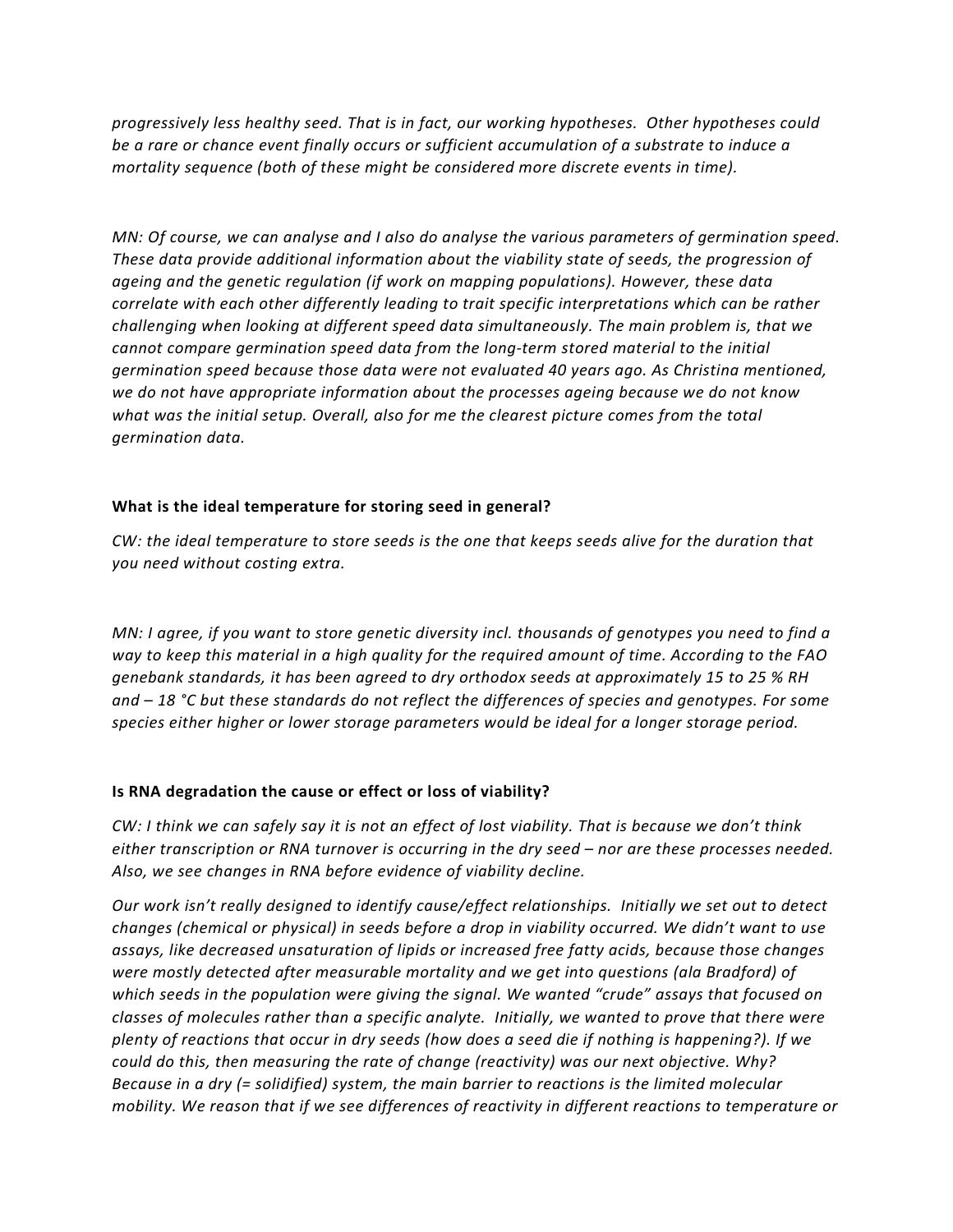*progressively less healthy seed. That is in fact, our working hypotheses. Other hypotheses could be a rare or chance event finally occurs or sufficient accumulation of a substrate to induce a mortality sequence (both of these might be considered more discrete events in time).*

*MN: Of course, we can analyse and I also do analyse the various parameters of germination speed. These data provide additional information about the viability state of seeds, the progression of ageing and the genetic regulation (if work on mapping populations). However, these data correlate with each other differently leading to trait specific interpretations which can be rather challenging when looking at different speed data simultaneously. The main problem is, that we cannot compare germination speed data from the long-term stored material to the initial germination speed because those data were not evaluated 40 years ago. As Christina mentioned, we do not have appropriate information about the processes ageing because we do not know what was the initial setup. Overall, also for me the clearest picture comes from the total germination data.*

**What is the ideal temperature for storing seed in general?**

*CW: the ideal temperature to store seeds is the one that keeps seeds alive for the duration that you need without costing extra.*

*MN: I agree, if you want to store genetic diversity incl. thousands of genotypes you need to find a way to keep this material in a high quality for the required amount of time. According to the FAO genebank standards, it has been agreed to dry orthodox seeds at approximately 15 to 25 % RH and – 18 °C but these standards do not reflect the differences of species and genotypes. For some species either higher or lower storage parameters would be ideal for a longer storage period.*

**Is RNA degradation the cause or effect or loss of viability?**

*CW: I think we can safely say it is not an effect of lost viability. That is because we don't think either transcription or RNA turnover is occurring in the dry seed – nor are these processes needed. Also, we see changes in RNA before evidence of viability decline.*

*Our work isn't really designed to identify cause/effect relationships. Initially we set out to detect changes (chemical or physical) in seeds before a drop in viability occurred. We didn't want to use assays, like decreased unsaturation of lipids or increased free fatty acids, because those changes were mostly detected after measurable mortality and we get into questions (ala Bradford) of which seeds in the population were giving the signal. We wanted "crude" assays that focused on classes of molecules rather than a specific analyte. Initially, we wanted to prove that there were plenty of reactions that occur in dry seeds (how does a seed die if nothing is happening?). If we could do this, then measuring the rate of change (reactivity) was our next objective. Why? Because in a dry (= solidified) system, the main barrier to reactions is the limited molecular mobility. We reason that if we see differences of reactivity in different reactions to temperature or*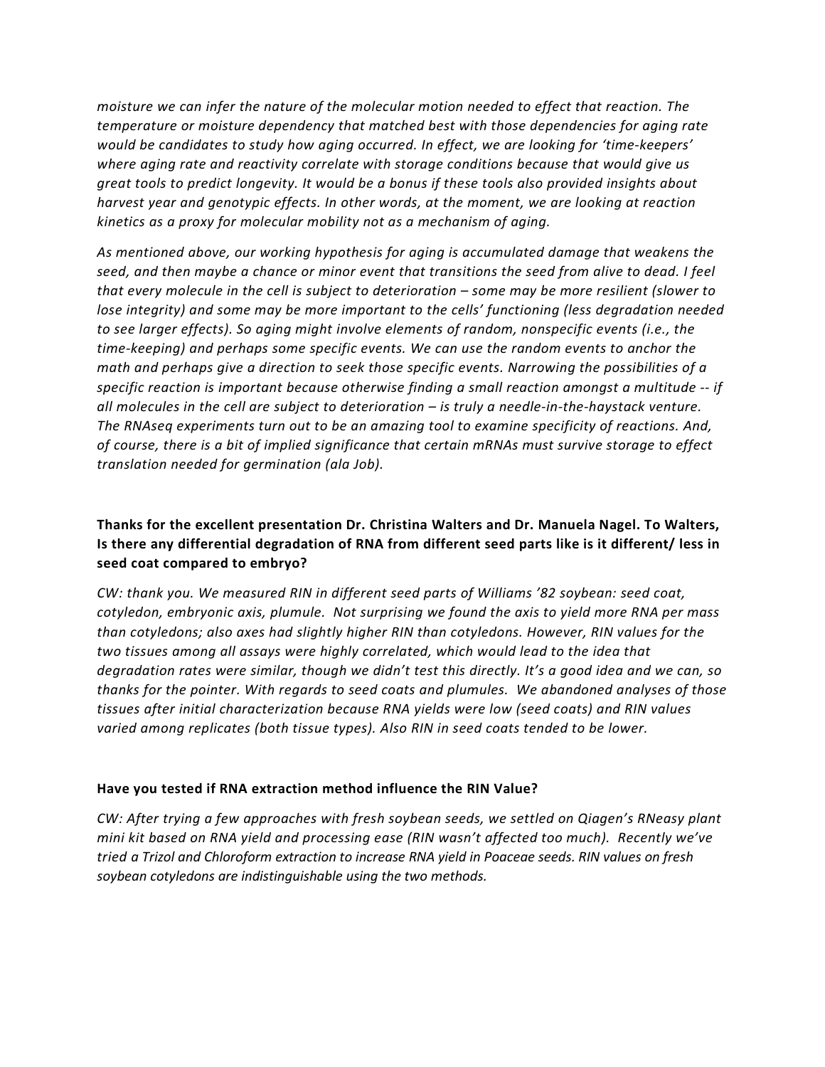*moisture we can infer the nature of the molecular motion needed to effect that reaction. The temperature or moisture dependency that matched best with those dependencies for aging rate would be candidates to study how aging occurred. In effect, we are looking for 'time-keepers' where aging rate and reactivity correlate with storage conditions because that would give us great tools to predict longevity. It would be a bonus if these tools also provided insights about harvest year and genotypic effects. In other words, at the moment, we are looking at reaction kinetics as a proxy for molecular mobility not as a mechanism of aging.*

*As mentioned above, our working hypothesis for aging is accumulated damage that weakens the seed, and then maybe a chance or minor event that transitions the seed from alive to dead. I feel that every molecule in the cell is subject to deterioration – some may be more resilient (slower to lose integrity) and some may be more important to the cells' functioning (less degradation needed to see larger effects). So aging might involve elements of random, nonspecific events (i.e., the time-keeping) and perhaps some specific events. We can use the random events to anchor the math and perhaps give a direction to seek those specific events. Narrowing the possibilities of a specific reaction is important because otherwise finding a small reaction amongst a multitude -- if all molecules in the cell are subject to deterioration – is truly a needle-in-the-haystack venture. The RNAseq experiments turn out to be an amazing tool to examine specificity of reactions. And, of course, there is a bit of implied significance that certain mRNAs must survive storage to effect translation needed for germination (ala Job).*

**Thanks for the excellent presentation Dr. Christina Walters and Dr. Manuela Nagel. To Walters, Is there any differential degradation of RNA from different seed parts like is it different/ less in seed coat compared to embryo?**

*CW: thank you. We measured RIN in different seed parts of Williams '82 soybean: seed coat, cotyledon, embryonic axis, plumule. Not surprising we found the axis to yield more RNA per mass than cotyledons; also axes had slightly higher RIN than cotyledons. However, RIN values for the two tissues among all assays were highly correlated, which would lead to the idea that degradation rates were similar, though we didn't test this directly. It's a good idea and we can, so thanks for the pointer. With regards to seed coats and plumules. We abandoned analyses of those tissues after initial characterization because RNA yields were low (seed coats) and RIN values varied among replicates (both tissue types). Also RIN in seed coats tended to be lower.*

**Have you tested if RNA extraction method influence the RIN Value?**

*CW: After trying a few approaches with fresh soybean seeds, we settled on Qiagen's RNeasy plant mini kit based on RNA yield and processing ease (RIN wasn't affected too much). Recently we've tried a Trizol and Chloroform extraction to increase RNA yield in Poaceae seeds. RIN values on fresh soybean cotyledons are indistinguishable using the two methods.*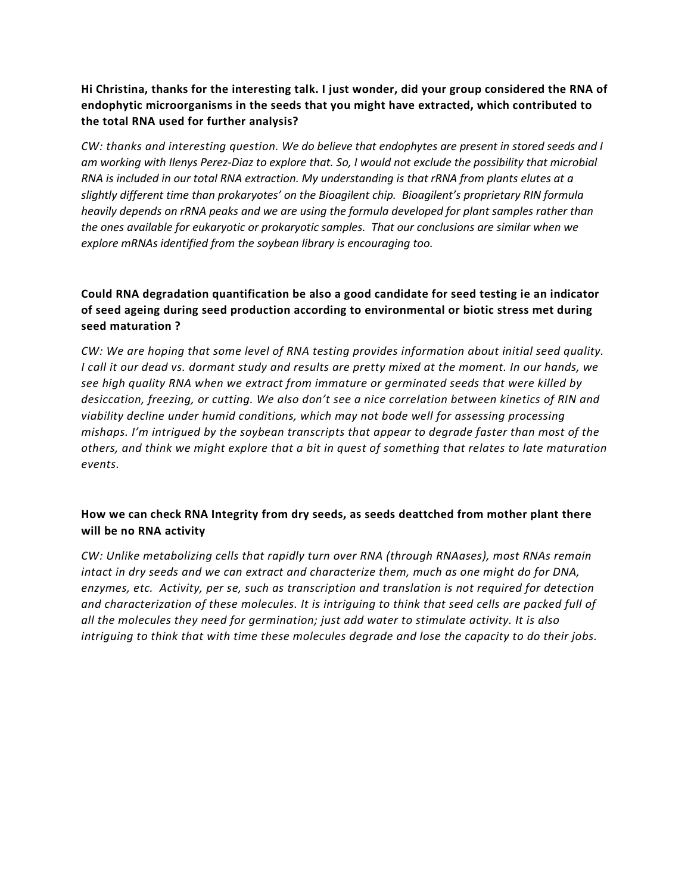**Hi Christina, thanks for the interesting talk. I just wonder, did your group considered the RNA of endophytic microorganisms in the seeds that you might have extracted, which contributed to the total RNA used for further analysis?**

*CW: thanks and interesting question. We do believe that endophytes are present in stored seeds and I am working with Ilenys Perez-Diaz to explore that. So, I would not exclude the possibility that microbial RNA is included in our total RNA extraction. My understanding is that rRNA from plants elutes at a slightly different time than prokaryotes' on the Bioagilent chip. Bioagilent's proprietary RIN formula heavily depends on rRNA peaks and we are using the formula developed for plant samples rather than the ones available for eukaryotic or prokaryotic samples. That our conclusions are similar when we explore mRNAs identified from the soybean library is encouraging too.*

**Could RNA degradation quantification be also a good candidate for seed testing ie an indicator of seed ageing during seed production according to environmental or biotic stress met during seed maturation ?**

*CW: We are hoping that some level of RNA testing provides information about initial seed quality. I call it our dead vs. dormant study and results are pretty mixed at the moment. In our hands, we see high quality RNA when we extract from immature or germinated seeds that were killed by desiccation, freezing, or cutting. We also don't see a nice correlation between kinetics of RIN and viability decline under humid conditions, which may not bode well for assessing processing mishaps. I'm intrigued by the soybean transcripts that appear to degrade faster than most of the others, and think we might explore that a bit in quest of something that relates to late maturation events.*

**How we can check RNA Integrity from dry seeds, as seeds deattched from mother plant there will be no RNA activity**

*CW: Unlike metabolizing cells that rapidly turn over RNA (through RNAases), most RNAs remain intact in dry seeds and we can extract and characterize them, much as one might do for DNA, enzymes, etc. Activity, per se, such as transcription and translation is not required for detection and characterization of these molecules. It is intriguing to think that seed cells are packed full of all the molecules they need for germination; just add water to stimulate activity. It is also intriguing to think that with time these molecules degrade and lose the capacity to do their jobs.*